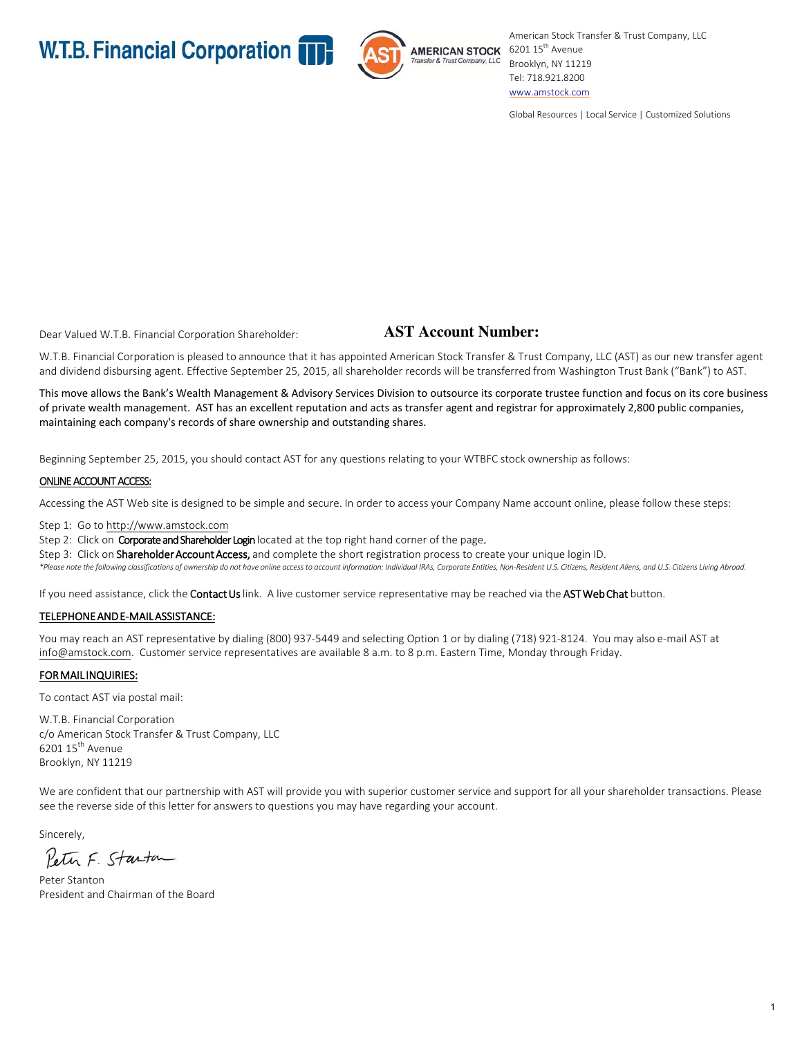W.T.B. Financial Corporation

AMERICAN STOCK Transfer & Trust Company, LLC

American Stock Transfer & Trust Company, LLC
6201 15th Avenue
Brooklyn, NY 11219
Tel: 718.921.8200
www.amstock.com

Global Resources | Local Service | Customized Solutions

Dear Valued W.T.B. Financial Corporation Shareholder:

**AST Account Number:**

W.T.B. Financial Corporation is pleased to announce that it has appointed American Stock Transfer & Trust Company, LLC (AST) as our new transfer agent and dividend disbursing agent. Effective September 25, 2015, all shareholder records will be transferred from Washington Trust Bank ("Bank") to AST.

This move allows the Bank's Wealth Management & Advisory Services Division to outsource its corporate trustee function and focus on its core business of private wealth management. AST has an excellent reputation and acts as transfer agent and registrar for approximately 2,800 public companies, maintaining each company's records of share ownership and outstanding shares.

Beginning September 25, 2015, you should contact AST for any questions relating to your WTBFC stock ownership as follows:

**ONLINE ACCOUNT ACCESS:**

Accessing the AST Web site is designed to be simple and secure. In order to access your Company Name account online, please follow these steps:

Step 1: Go to http://www.amstock.com
Step 2: Click on **Corporate and Shareholder Login** located at the top right hand corner of the page.
Step 3: Click on **Shareholder Account Access,** and complete the short registration process to create your unique login ID.

*\*Please note the following classifications of ownership do not have online access to account information: Individual IRAs, Corporate Entities, Non-Resident U.S. Citizens, Resident Aliens, and U.S. Citizens Living Abroad.*

If you need assistance, click the **Contact Us** link. A live customer service representative may be reached via the **AST Web Chat** button.

**TELEPHONE AND E-MAIL ASSISTANCE:**

You may reach an AST representative by dialing (800) 937-5449 and selecting Option 1 or by dialing (718) 921-8124. You may also e-mail AST at info@amstock.com. Customer service representatives are available 8 a.m. to 8 p.m. Eastern Time, Monday through Friday.

**FOR MAIL INQUIRIES:**

To contact AST via postal mail:

W.T.B. Financial Corporation
c/o American Stock Transfer & Trust Company, LLC
6201 15th Avenue
Brooklyn, NY 11219

We are confident that our partnership with AST will provide you with superior customer service and support for all your shareholder transactions. Please see the reverse side of this letter for answers to questions you may have regarding your account.

Sincerely,

Peter F. Stanton

Peter Stanton
President and Chairman of the Board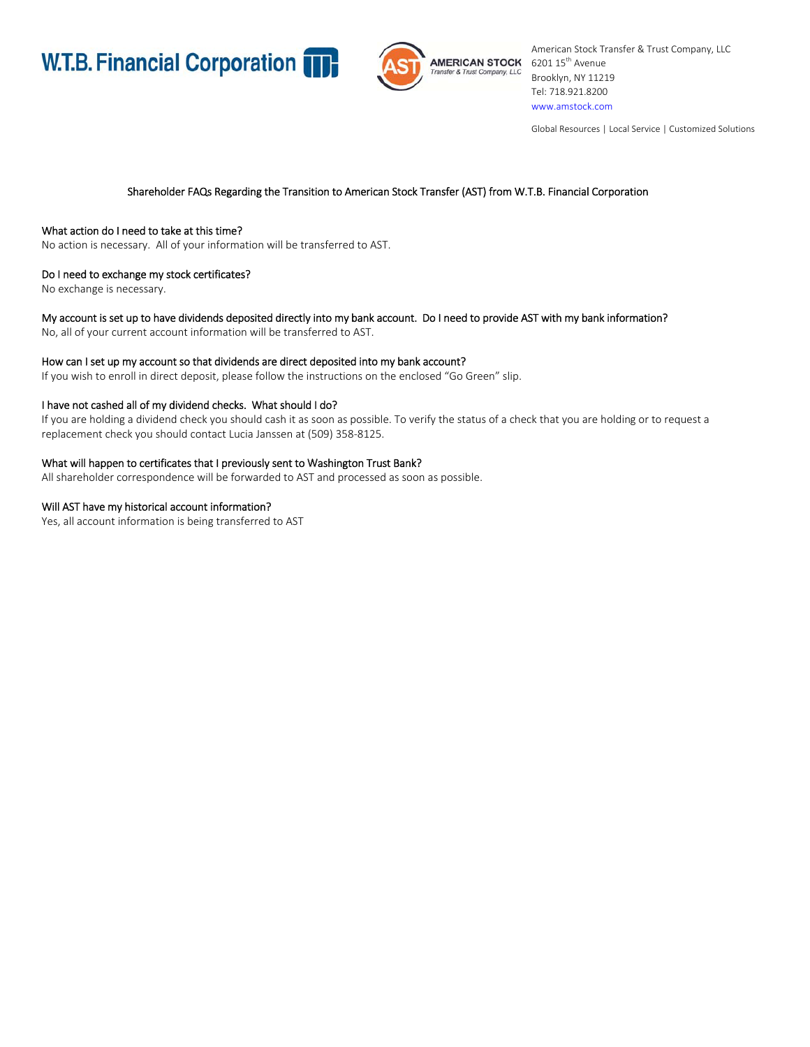W.T.B. Financial Corporation

AMERICAN STOCK Transfer & Trust Company, LLC

American Stock Transfer & Trust Company, LLC
6201 15th Avenue
Brooklyn, NY 11219
Tel: 718.921.8200
www.amstock.com

Global Resources | Local Service | Customized Solutions

## Shareholder FAQs Regarding the Transition to American Stock Transfer (AST) from W.T.B. Financial Corporation

**What action do I need to take at this time?**
No action is necessary. All of your information will be transferred to AST.

**Do I need to exchange my stock certificates?**
No exchange is necessary.

**My account is set up to have dividends deposited directly into my bank account. Do I need to provide AST with my bank information?**
No, all of your current account information will be transferred to AST.

**How can I set up my account so that dividends are direct deposited into my bank account?**
If you wish to enroll in direct deposit, please follow the instructions on the enclosed "Go Green" slip.

**I have not cashed all of my dividend checks. What should I do?**
If you are holding a dividend check you should cash it as soon as possible. To verify the status of a check that you are holding or to request a replacement check you should contact Lucia Janssen at (509) 358-8125.

**What will happen to certificates that I previously sent to Washington Trust Bank?**
All shareholder correspondence will be forwarded to AST and processed as soon as possible.

**Will AST have my historical account information?**
Yes, all account information is being transferred to AST